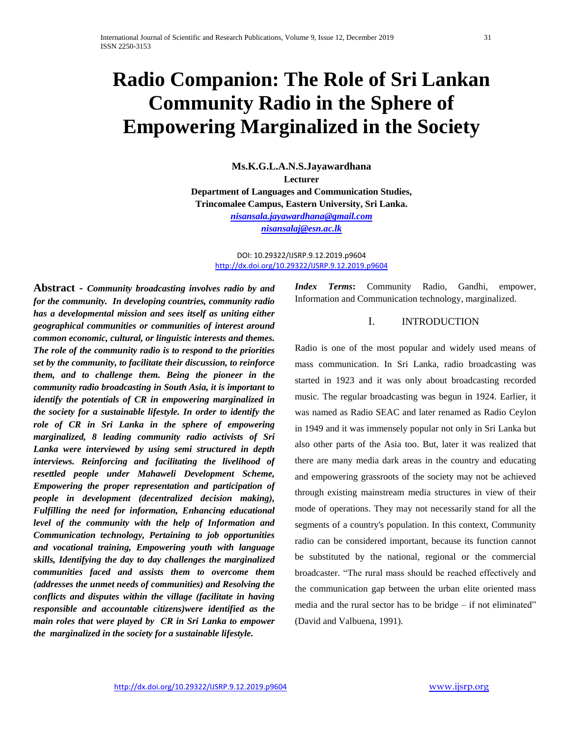# Radio Companion: The Role of Sri Lankan Community Radio in the Sphere of Empowering Marginalized in the Society

**Ms.K.G.L.A.N.S.Jayawardhana**
**Lecturer**
**Department of Languages and Communication Studies,**
**Trincomalee Campus, Eastern University, Sri Lanka.**
*nisansala.jayawardhana@gmail.com*
*nisansalaj@esn.ac.lk*

DOI: 10.29322/IJSRP.9.12.2019.p9604
http://dx.doi.org/10.29322/IJSRP.9.12.2019.p9604

**Abstract -** ***Community broadcasting involves radio by and for the community. In developing countries, community radio has a developmental mission and sees itself as uniting either geographical communities or communities of interest around common economic, cultural, or linguistic interests and themes. The role of the community radio is to respond to the priorities set by the community, to facilitate their discussion, to reinforce them, and to challenge them. Being the pioneer in the community radio broadcasting in South Asia, it is important to identify the potentials of CR in empowering marginalized in the society for a sustainable lifestyle. In order to identify the role of CR in Sri Lanka in the sphere of empowering marginalized, 8 leading community radio activists of Sri Lanka were interviewed by using semi structured in depth interviews. Reinforcing and facilitating the livelihood of resettled people under Mahaweli Development Scheme, Empowering the proper representation and participation of people in development (decentralized decision making), Fulfilling the need for information, Enhancing educational level of the community with the help of Information and Communication technology, Pertaining to job opportunities and vocational training, Empowering youth with language skills, Identifying the day to day challenges the marginalized communities faced and assists them to overcome them (addresses the unmet needs of communities) and Resolving the conflicts and disputes within the village (facilitate in having responsible and accountable citizens)were identified as the main roles that were played by CR in Sri Lanka to empower the marginalized in the society for a sustainable lifestyle.***

***Index Terms*:** Community Radio, Gandhi, empower, Information and Communication technology, marginalized.

## I. INTRODUCTION

Radio is one of the most popular and widely used means of mass communication. In Sri Lanka, radio broadcasting was started in 1923 and it was only about broadcasting recorded music. The regular broadcasting was begun in 1924. Earlier, it was named as Radio SEAC and later renamed as Radio Ceylon in 1949 and it was immensely popular not only in Sri Lanka but also other parts of the Asia too. But, later it was realized that there are many media dark areas in the country and educating and empowering grassroots of the society may not be achieved through existing mainstream media structures in view of their mode of operations. They may not necessarily stand for all the segments of a country's population. In this context, Community radio can be considered important, because its function cannot be substituted by the national, regional or the commercial broadcaster. "The rural mass should be reached effectively and the communication gap between the urban elite oriented mass media and the rural sector has to be bridge – if not eliminated" (David and Valbuena, 1991).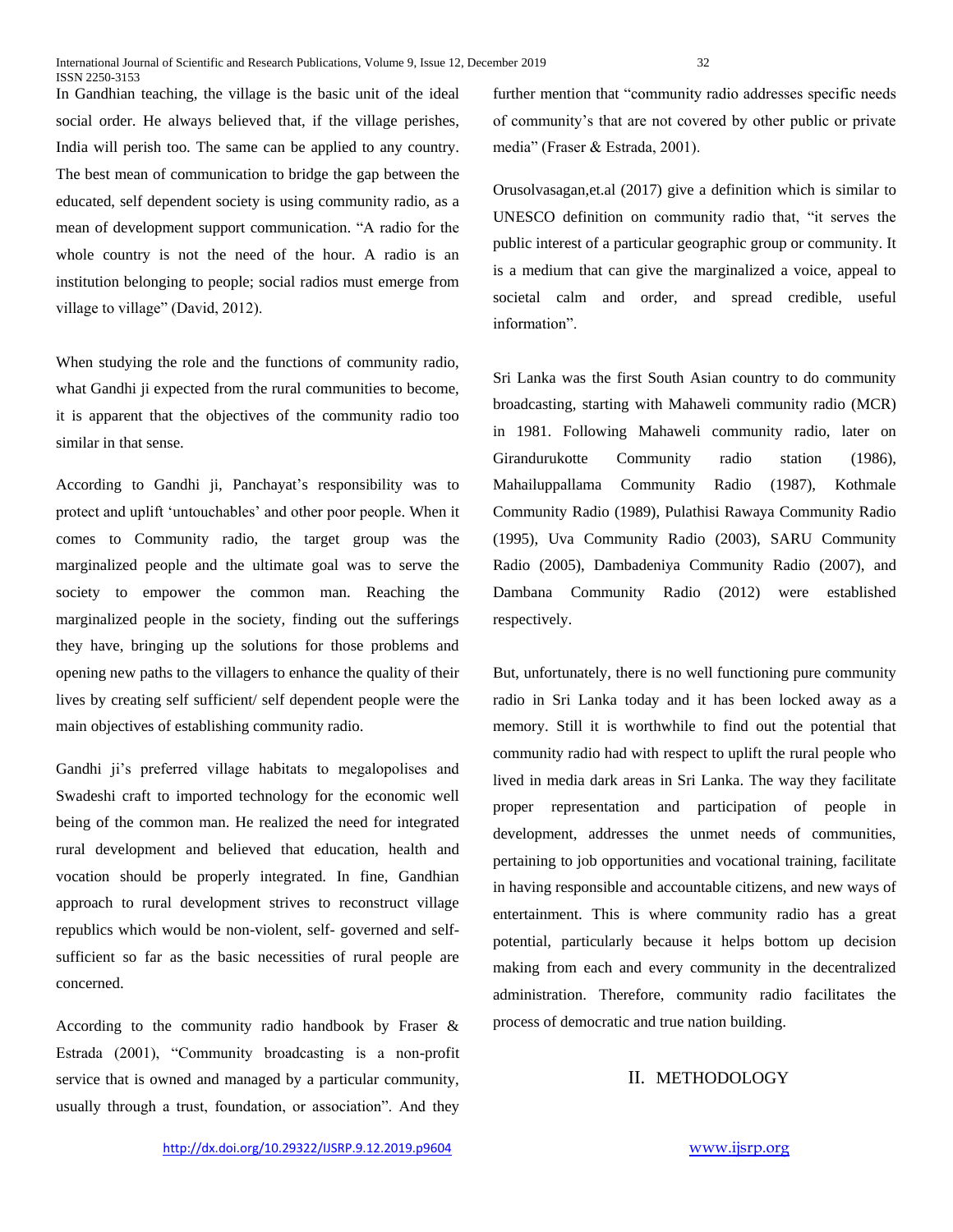In Gandhian teaching, the village is the basic unit of the ideal social order. He always believed that, if the village perishes, India will perish too. The same can be applied to any country. The best mean of communication to bridge the gap between the educated, self dependent society is using community radio, as a mean of development support communication. "A radio for the whole country is not the need of the hour. A radio is an institution belonging to people; social radios must emerge from village to village" (David, 2012).

When studying the role and the functions of community radio, what Gandhi ji expected from the rural communities to become, it is apparent that the objectives of the community radio too similar in that sense.

According to Gandhi ji, Panchayat's responsibility was to protect and uplift 'untouchables' and other poor people. When it comes to Community radio, the target group was the marginalized people and the ultimate goal was to serve the society to empower the common man. Reaching the marginalized people in the society, finding out the sufferings they have, bringing up the solutions for those problems and opening new paths to the villagers to enhance the quality of their lives by creating self sufficient/ self dependent people were the main objectives of establishing community radio.

Gandhi ji's preferred village habitats to megalopolises and Swadeshi craft to imported technology for the economic well being of the common man. He realized the need for integrated rural development and believed that education, health and vocation should be properly integrated. In fine, Gandhian approach to rural development strives to reconstruct village republics which would be non-violent, self- governed and self-sufficient so far as the basic necessities of rural people are concerned.

According to the community radio handbook by Fraser & Estrada (2001), "Community broadcasting is a non-profit service that is owned and managed by a particular community, usually through a trust, foundation, or association". And they further mention that "community radio addresses specific needs of community's that are not covered by other public or private media" (Fraser & Estrada, 2001).

Orusolvasagan,et.al (2017) give a definition which is similar to UNESCO definition on community radio that, "it serves the public interest of a particular geographic group or community. It is a medium that can give the marginalized a voice, appeal to societal calm and order, and spread credible, useful information".

Sri Lanka was the first South Asian country to do community broadcasting, starting with Mahaweli community radio (MCR) in 1981. Following Mahaweli community radio, later on Girandurukotte Community radio station (1986), Mahailuppallama Community Radio (1987), Kothmale Community Radio (1989), Pulathisi Rawaya Community Radio (1995), Uva Community Radio (2003), SARU Community Radio (2005), Dambadeniya Community Radio (2007), and Dambana Community Radio (2012) were established respectively.

But, unfortunately, there is no well functioning pure community radio in Sri Lanka today and it has been locked away as a memory. Still it is worthwhile to find out the potential that community radio had with respect to uplift the rural people who lived in media dark areas in Sri Lanka. The way they facilitate proper representation and participation of people in development, addresses the unmet needs of communities, pertaining to job opportunities and vocational training, facilitate in having responsible and accountable citizens, and new ways of entertainment. This is where community radio has a great potential, particularly because it helps bottom up decision making from each and every community in the decentralized administration. Therefore, community radio facilitates the process of democratic and true nation building.

## II. METHODOLOGY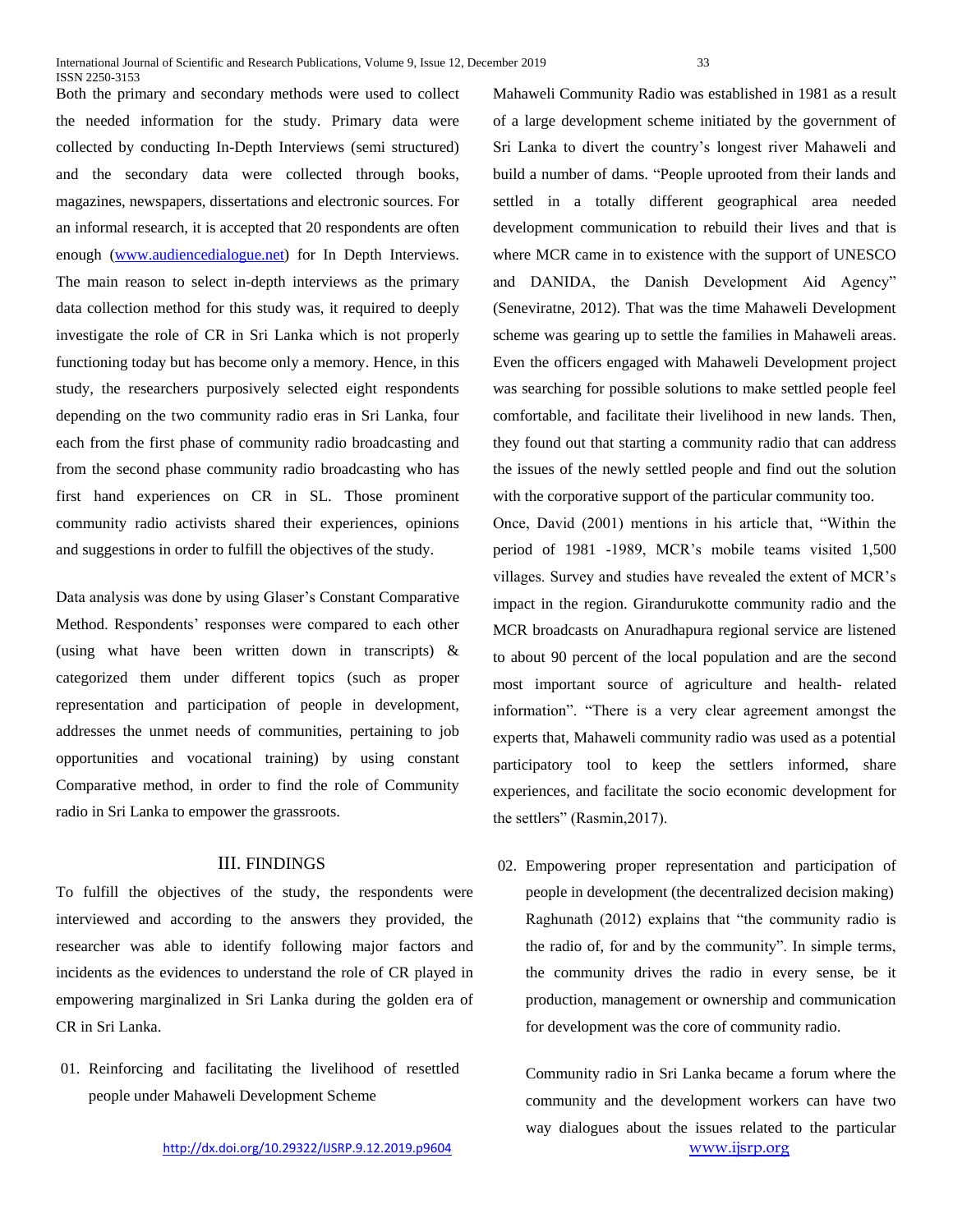Both the primary and secondary methods were used to collect the needed information for the study. Primary data were collected by conducting In-Depth Interviews (semi structured) and the secondary data were collected through books, magazines, newspapers, dissertations and electronic sources. For an informal research, it is accepted that 20 respondents are often enough (www.audiencedialogue.net) for In Depth Interviews. The main reason to select in-depth interviews as the primary data collection method for this study was, it required to deeply investigate the role of CR in Sri Lanka which is not properly functioning today but has become only a memory. Hence, in this study, the researchers purposively selected eight respondents depending on the two community radio eras in Sri Lanka, four each from the first phase of community radio broadcasting and from the second phase community radio broadcasting who has first hand experiences on CR in SL. Those prominent community radio activists shared their experiences, opinions and suggestions in order to fulfill the objectives of the study.

Data analysis was done by using Glaser's Constant Comparative Method. Respondents' responses were compared to each other (using what have been written down in transcripts) & categorized them under different topics (such as proper representation and participation of people in development, addresses the unmet needs of communities, pertaining to job opportunities and vocational training) by using constant Comparative method, in order to find the role of Community radio in Sri Lanka to empower the grassroots.

## III. FINDINGS

To fulfill the objectives of the study, the respondents were interviewed and according to the answers they provided, the researcher was able to identify following major factors and incidents as the evidences to understand the role of CR played in empowering marginalized in Sri Lanka during the golden era of CR in Sri Lanka.

01. Reinforcing and facilitating the livelihood of resettled people under Mahaweli Development Scheme

Mahaweli Community Radio was established in 1981 as a result of a large development scheme initiated by the government of Sri Lanka to divert the country's longest river Mahaweli and build a number of dams. "People uprooted from their lands and settled in a totally different geographical area needed development communication to rebuild their lives and that is where MCR came in to existence with the support of UNESCO and DANIDA, the Danish Development Aid Agency" (Seneviratne, 2012). That was the time Mahaweli Development scheme was gearing up to settle the families in Mahaweli areas. Even the officers engaged with Mahaweli Development project was searching for possible solutions to make settled people feel comfortable, and facilitate their livelihood in new lands. Then, they found out that starting a community radio that can address the issues of the newly settled people and find out the solution with the corporative support of the particular community too.

Once, David (2001) mentions in his article that, "Within the period of 1981 -1989, MCR's mobile teams visited 1,500 villages. Survey and studies have revealed the extent of MCR's impact in the region. Girandurukotte community radio and the MCR broadcasts on Anuradhapura regional service are listened to about 90 percent of the local population and are the second most important source of agriculture and health- related information". "There is a very clear agreement amongst the experts that, Mahaweli community radio was used as a potential participatory tool to keep the settlers informed, share experiences, and facilitate the socio economic development for the settlers" (Rasmin,2017).

02. Empowering proper representation and participation of people in development (the decentralized decision making)

    Raghunath (2012) explains that "the community radio is the radio of, for and by the community". In simple terms, the community drives the radio in every sense, be it production, management or ownership and communication for development was the core of community radio.

    Community radio in Sri Lanka became a forum where the community and the development workers can have two way dialogues about the issues related to the particular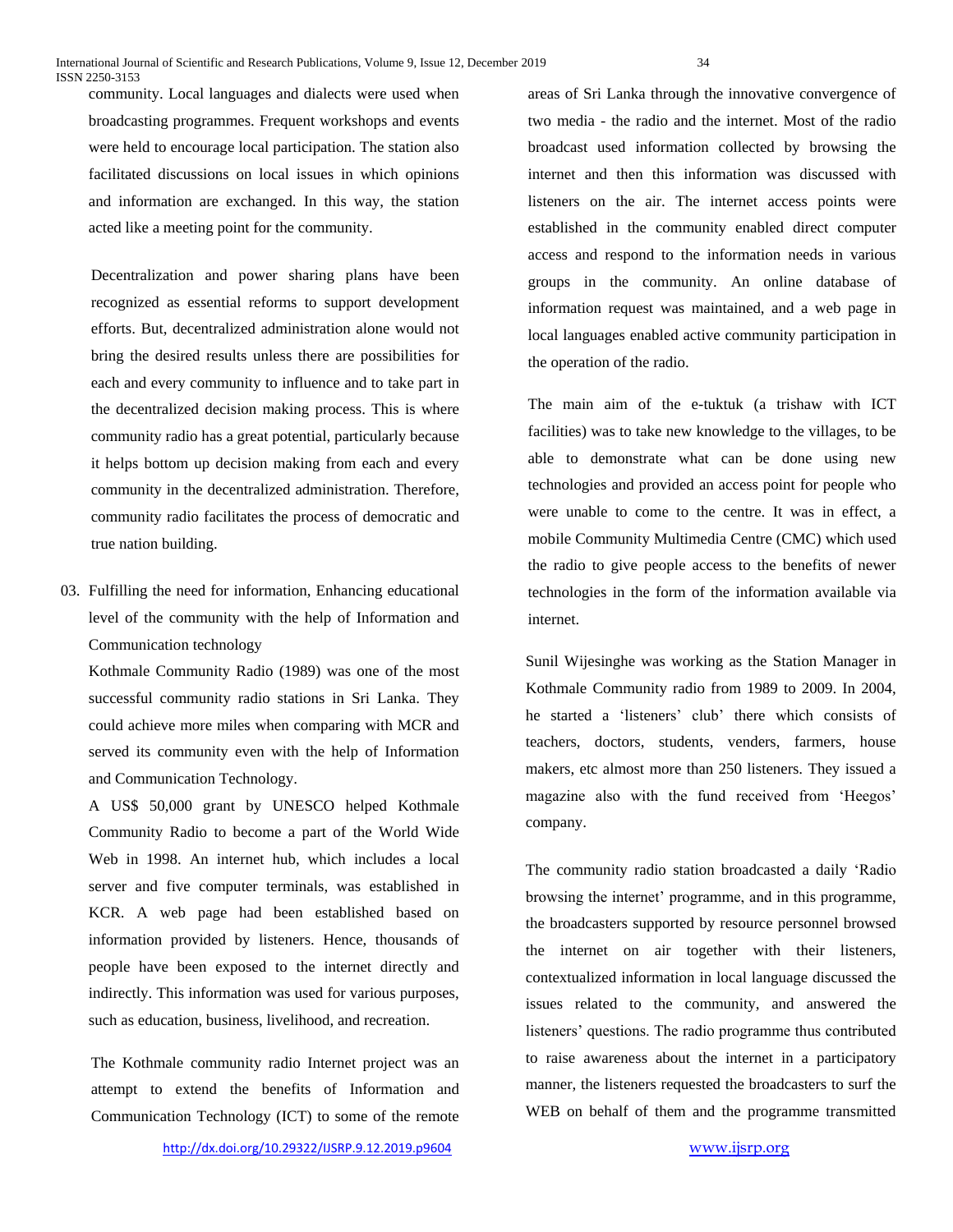community. Local languages and dialects were used when broadcasting programmes. Frequent workshops and events were held to encourage local participation. The station also facilitated discussions on local issues in which opinions and information are exchanged. In this way, the station acted like a meeting point for the community.

Decentralization and power sharing plans have been recognized as essential reforms to support development efforts. But, decentralized administration alone would not bring the desired results unless there are possibilities for each and every community to influence and to take part in the decentralized decision making process. This is where community radio has a great potential, particularly because it helps bottom up decision making from each and every community in the decentralized administration. Therefore, community radio facilitates the process of democratic and true nation building.

03. Fulfilling the need for information, Enhancing educational level of the community with the help of Information and Communication technology

Kothmale Community Radio (1989) was one of the most successful community radio stations in Sri Lanka. They could achieve more miles when comparing with MCR and served its community even with the help of Information and Communication Technology.

A US$ 50,000 grant by UNESCO helped Kothmale Community Radio to become a part of the World Wide Web in 1998. An internet hub, which includes a local server and five computer terminals, was established in KCR. A web page had been established based on information provided by listeners. Hence, thousands of people have been exposed to the internet directly and indirectly. This information was used for various purposes, such as education, business, livelihood, and recreation.

The Kothmale community radio Internet project was an attempt to extend the benefits of Information and Communication Technology (ICT) to some of the remote areas of Sri Lanka through the innovative convergence of two media - the radio and the internet. Most of the radio broadcast used information collected by browsing the internet and then this information was discussed with listeners on the air. The internet access points were established in the community enabled direct computer access and respond to the information needs in various groups in the community. An online database of information request was maintained, and a web page in local languages enabled active community participation in the operation of the radio.

The main aim of the e-tuktuk (a trishaw with ICT facilities) was to take new knowledge to the villages, to be able to demonstrate what can be done using new technologies and provided an access point for people who were unable to come to the centre. It was in effect, a mobile Community Multimedia Centre (CMC) which used the radio to give people access to the benefits of newer technologies in the form of the information available via internet.

Sunil Wijesinghe was working as the Station Manager in Kothmale Community radio from 1989 to 2009. In 2004, he started a 'listeners' club' there which consists of teachers, doctors, students, venders, farmers, house makers, etc almost more than 250 listeners. They issued a magazine also with the fund received from 'Heegos' company.

The community radio station broadcasted a daily 'Radio browsing the internet' programme, and in this programme, the broadcasters supported by resource personnel browsed the internet on air together with their listeners, contextualized information in local language discussed the issues related to the community, and answered the listeners' questions. The radio programme thus contributed to raise awareness about the internet in a participatory manner, the listeners requested the broadcasters to surf the WEB on behalf of them and the programme transmitted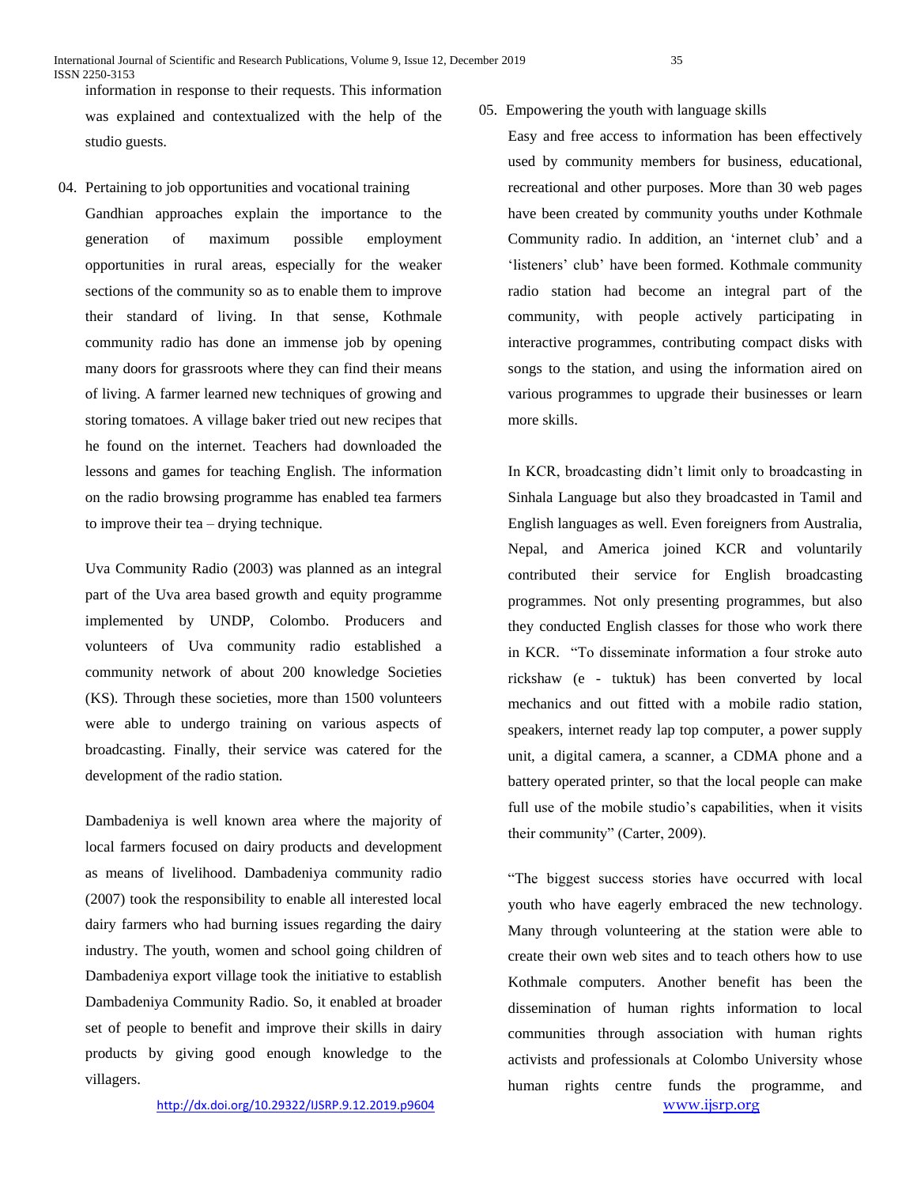information in response to their requests. This information was explained and contextualized with the help of the studio guests.

04. Pertaining to job opportunities and vocational training

Gandhian approaches explain the importance to the generation of maximum possible employment opportunities in rural areas, especially for the weaker sections of the community so as to enable them to improve their standard of living. In that sense, Kothmale community radio has done an immense job by opening many doors for grassroots where they can find their means of living. A farmer learned new techniques of growing and storing tomatoes. A village baker tried out new recipes that he found on the internet. Teachers had downloaded the lessons and games for teaching English. The information on the radio browsing programme has enabled tea farmers to improve their tea – drying technique.

Uva Community Radio (2003) was planned as an integral part of the Uva area based growth and equity programme implemented by UNDP, Colombo. Producers and volunteers of Uva community radio established a community network of about 200 knowledge Societies (KS). Through these societies, more than 1500 volunteers were able to undergo training on various aspects of broadcasting. Finally, their service was catered for the development of the radio station.

Dambadeniya is well known area where the majority of local farmers focused on dairy products and development as means of livelihood. Dambadeniya community radio (2007) took the responsibility to enable all interested local dairy farmers who had burning issues regarding the dairy industry. The youth, women and school going children of Dambadeniya export village took the initiative to establish Dambadeniya Community Radio. So, it enabled at broader set of people to benefit and improve their skills in dairy products by giving good enough knowledge to the villagers.

05. Empowering the youth with language skills

Easy and free access to information has been effectively used by community members for business, educational, recreational and other purposes. More than 30 web pages have been created by community youths under Kothmale Community radio. In addition, an 'internet club' and a 'listeners' club' have been formed. Kothmale community radio station had become an integral part of the community, with people actively participating in interactive programmes, contributing compact disks with songs to the station, and using the information aired on various programmes to upgrade their businesses or learn more skills.

In KCR, broadcasting didn't limit only to broadcasting in Sinhala Language but also they broadcasted in Tamil and English languages as well. Even foreigners from Australia, Nepal, and America joined KCR and voluntarily contributed their service for English broadcasting programmes. Not only presenting programmes, but also they conducted English classes for those who work there in KCR. "To disseminate information a four stroke auto rickshaw (e - tuktuk) has been converted by local mechanics and out fitted with a mobile radio station, speakers, internet ready lap top computer, a power supply unit, a digital camera, a scanner, a CDMA phone and a battery operated printer, so that the local people can make full use of the mobile studio's capabilities, when it visits their community" (Carter, 2009).

"The biggest success stories have occurred with local youth who have eagerly embraced the new technology. Many through volunteering at the station were able to create their own web sites and to teach others how to use Kothmale computers. Another benefit has been the dissemination of human rights information to local communities through association with human rights activists and professionals at Colombo University whose human rights centre funds the programme, and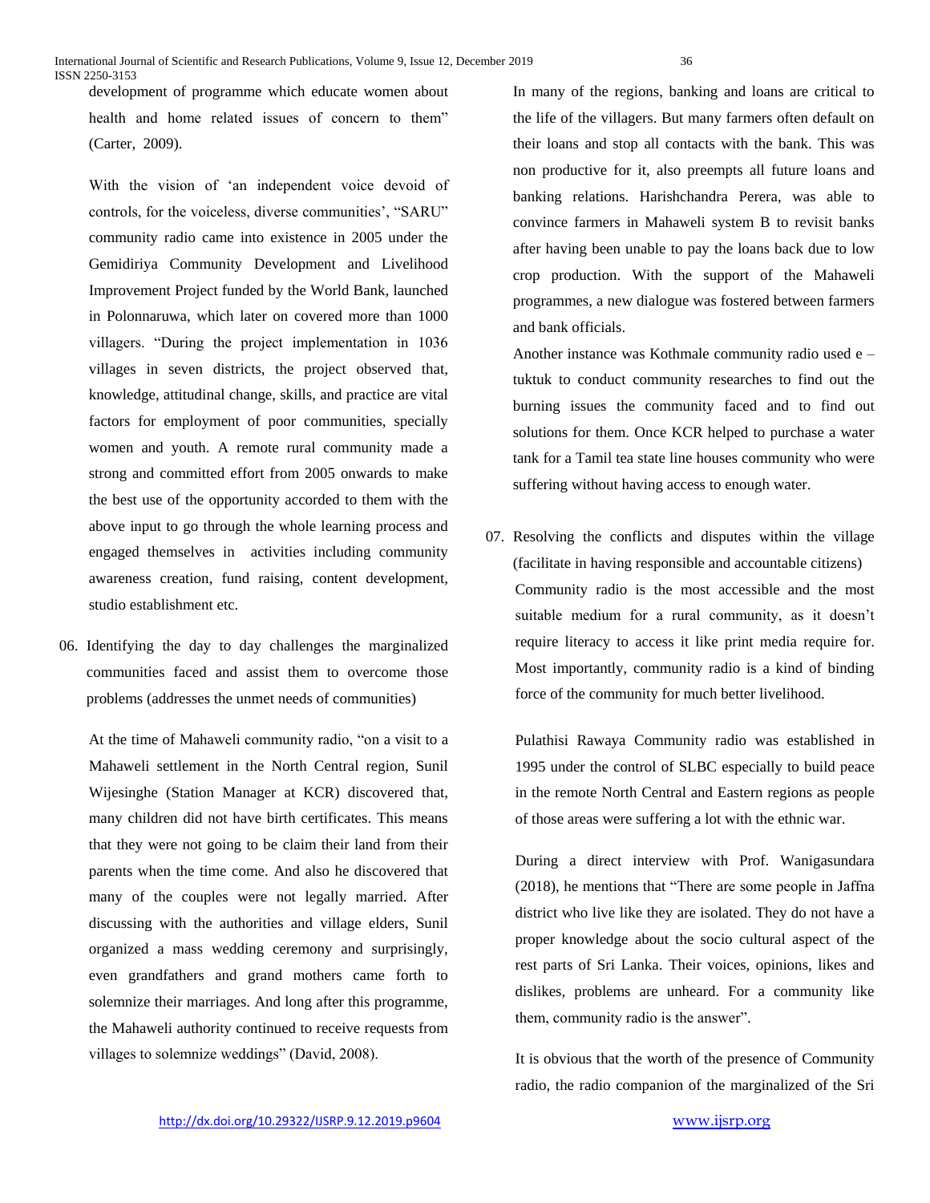development of programme which educate women about health and home related issues of concern to them" (Carter, 2009).

With the vision of 'an independent voice devoid of controls, for the voiceless, diverse communities', "SARU" community radio came into existence in 2005 under the Gemidiriya Community Development and Livelihood Improvement Project funded by the World Bank, launched in Polonnaruwa, which later on covered more than 1000 villagers. "During the project implementation in 1036 villages in seven districts, the project observed that, knowledge, attitudinal change, skills, and practice are vital factors for employment of poor communities, specially women and youth. A remote rural community made a strong and committed effort from 2005 onwards to make the best use of the opportunity accorded to them with the above input to go through the whole learning process and engaged themselves in activities including community awareness creation, fund raising, content development, studio establishment etc.

06. Identifying the day to day challenges the marginalized communities faced and assist them to overcome those problems (addresses the unmet needs of communities)

At the time of Mahaweli community radio, "on a visit to a Mahaweli settlement in the North Central region, Sunil Wijesinghe (Station Manager at KCR) discovered that, many children did not have birth certificates. This means that they were not going to be claim their land from their parents when the time come. And also he discovered that many of the couples were not legally married. After discussing with the authorities and village elders, Sunil organized a mass wedding ceremony and surprisingly, even grandfathers and grand mothers came forth to solemnize their marriages. And long after this programme, the Mahaweli authority continued to receive requests from villages to solemnize weddings" (David, 2008).

In many of the regions, banking and loans are critical to the life of the villagers. But many farmers often default on their loans and stop all contacts with the bank. This was non productive for it, also preempts all future loans and banking relations. Harishchandra Perera, was able to convince farmers in Mahaweli system B to revisit banks after having been unable to pay the loans back due to low crop production. With the support of the Mahaweli programmes, a new dialogue was fostered between farmers and bank officials.

Another instance was Kothmale community radio used e – tuktuk to conduct community researches to find out the burning issues the community faced and to find out solutions for them. Once KCR helped to purchase a water tank for a Tamil tea state line houses community who were suffering without having access to enough water.

07. Resolving the conflicts and disputes within the village (facilitate in having responsible and accountable citizens)

Community radio is the most accessible and the most suitable medium for a rural community, as it doesn't require literacy to access it like print media require for. Most importantly, community radio is a kind of binding force of the community for much better livelihood.

Pulathisi Rawaya Community radio was established in 1995 under the control of SLBC especially to build peace in the remote North Central and Eastern regions as people of those areas were suffering a lot with the ethnic war.

During a direct interview with Prof. Wanigasundara (2018), he mentions that "There are some people in Jaffna district who live like they are isolated. They do not have a proper knowledge about the socio cultural aspect of the rest parts of Sri Lanka. Their voices, opinions, likes and dislikes, problems are unheard. For a community like them, community radio is the answer".

It is obvious that the worth of the presence of Community radio, the radio companion of the marginalized of the Sri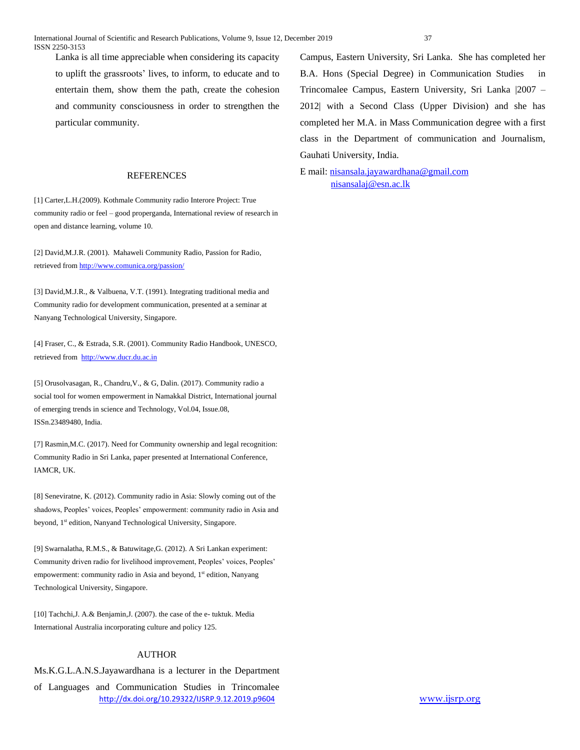Lanka is all time appreciable when considering its capacity to uplift the grassroots' lives, to inform, to educate and to entertain them, show them the path, create the cohesion and community consciousness in order to strengthen the particular community.

## REFERENCES

[1] Carter,L.H.(2009). Kothmale Community radio Interore Project: True community radio or feel – good properganda, International review of research in open and distance learning, volume 10.

[2] David,M.J.R. (2001). Mahaweli Community Radio, Passion for Radio, retrieved from http://www.comunica.org/passion/

[3] David,M.J.R., & Valbuena, V.T. (1991). Integrating traditional media and Community radio for development communication, presented at a seminar at Nanyang Technological University, Singapore.

[4] Fraser, C., & Estrada, S.R. (2001). Community Radio Handbook, UNESCO, retrieved from http://www.ducr.du.ac.in

[5] Orusolvasagan, R., Chandru,V., & G, Dalin. (2017). Community radio a social tool for women empowerment in Namakkal District, International journal of emerging trends in science and Technology, Vol.04, Issue.08, ISSn.23489480, India.

[7] Rasmin,M.C. (2017). Need for Community ownership and legal recognition: Community Radio in Sri Lanka, paper presented at International Conference, IAMCR, UK.

[8] Seneviratne, K. (2012). Community radio in Asia: Slowly coming out of the shadows, Peoples' voices, Peoples' empowerment: community radio in Asia and beyond, 1st edition, Nanyand Technological University, Singapore.

[9] Swarnalatha, R.M.S., & Batuwitage,G. (2012). A Sri Lankan experiment: Community driven radio for livelihood improvement, Peoples' voices, Peoples' empowerment: community radio in Asia and beyond, 1st edition, Nanyang Technological University, Singapore.

[10] Tachchi,J. A.& Benjamin,J. (2007). the case of the e- tuktuk. Media International Australia incorporating culture and policy 125.

## AUTHOR

Ms.K.G.L.A.N.S.Jayawardhana is a lecturer in the Department of Languages and Communication Studies in Trincomalee Campus, Eastern University, Sri Lanka. She has completed her B.A. Hons (Special Degree) in Communication Studies in Trincomalee Campus, Eastern University, Sri Lanka |2007 – 2012| with a Second Class (Upper Division) and she has completed her M.A. in Mass Communication degree with a first class in the Department of communication and Journalism, Gauhati University, India.

E mail: nisansala.jayawardhana@gmail.com
nisansalaj@esn.ac.lk